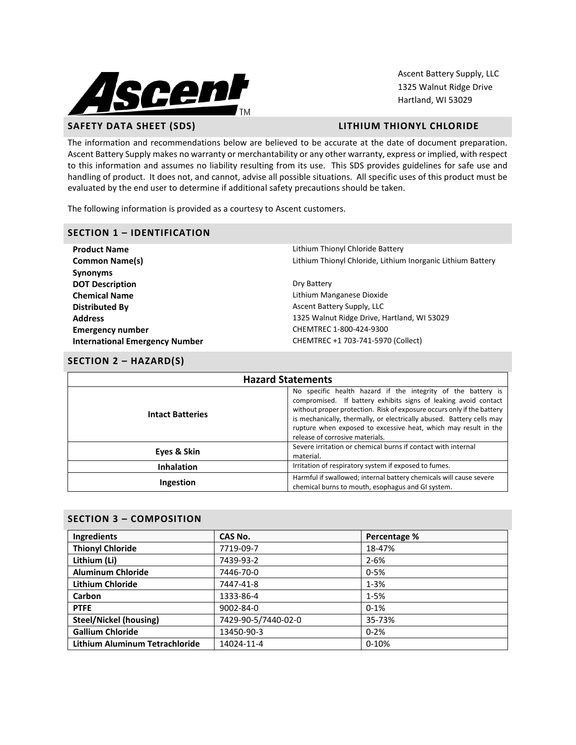Ascent™

Ascent Battery Supply, LLC
1325 Walnut Ridge Drive
Hartland, WI 53029

## SAFETY DATA SHEET (SDS) — LITHIUM THIONYL CHLORIDE

The information and recommendations below are believed to be accurate at the date of document preparation. Ascent Battery Supply makes no warranty or merchantability or any other warranty, express or implied, with respect to this information and assumes no liability resulting from its use. This SDS provides guidelines for safe use and handling of product. It does not, and cannot, advise all possible situations. All specific uses of this product must be evaluated by the end user to determine if additional safety precautions should be taken.

The following information is provided as a courtesy to Ascent customers.

## SECTION 1 – IDENTIFICATION

| | |
|---|---|
| **Product Name** | Lithium Thionyl Chloride Battery |
| **Common Name(s)** | Lithium Thionyl Chloride, Lithium Inorganic Lithium Battery |
| **Synonyms** | |
| **DOT Description** | Dry Battery |
| **Chemical Name** | Lithium Manganese Dioxide |
| **Distributed By** | Ascent Battery Supply, LLC |
| **Address** | 1325 Walnut Ridge Drive, Hartland, WI 53029 |
| **Emergency number** | CHEMTREC 1-800-424-9300 |
| **International Emergency Number** | CHEMTREC +1 703-741-5970 (Collect) |

## SECTION 2 – HAZARD(S)

| Hazard Statements | |
|---|---|
| **Intact Batteries** | No specific health hazard if the integrity of the battery is compromised. If battery exhibits signs of leaking avoid contact without proper protection. Risk of exposure occurs only if the battery is mechanically, thermally, or electrically abused. Battery cells may rupture when exposed to excessive heat, which may result in the release of corrosive materials. |
| **Eyes & Skin** | Severe irritation or chemical burns if contact with internal material. |
| **Inhalation** | Irritation of respiratory system if exposed to fumes. |
| **Ingestion** | Harmful if swallowed; internal battery chemicals will cause severe chemical burns to mouth, esophagus and GI system. |

## SECTION 3 – COMPOSITION

| Ingredients | CAS No. | Percentage % |
|---|---|---|
| **Thionyl Chloride** | 7719-09-7 | 18-47% |
| **Lithium (Li)** | 7439-93-2 | 2-6% |
| **Aluminum Chloride** | 7446-70-0 | 0-5% |
| **Lithium Chloride** | 7447-41-8 | 1-3% |
| **Carbon** | 1333-86-4 | 1-5% |
| **PTFE** | 9002-84-0 | 0-1% |
| **Steel/Nickel (housing)** | 7429-90-5/7440-02-0 | 35-73% |
| **Gallium Chloride** | 13450-90-3 | 0-2% |
| **Lithium Aluminum Tetrachloride** | 14024-11-4 | 0-10% |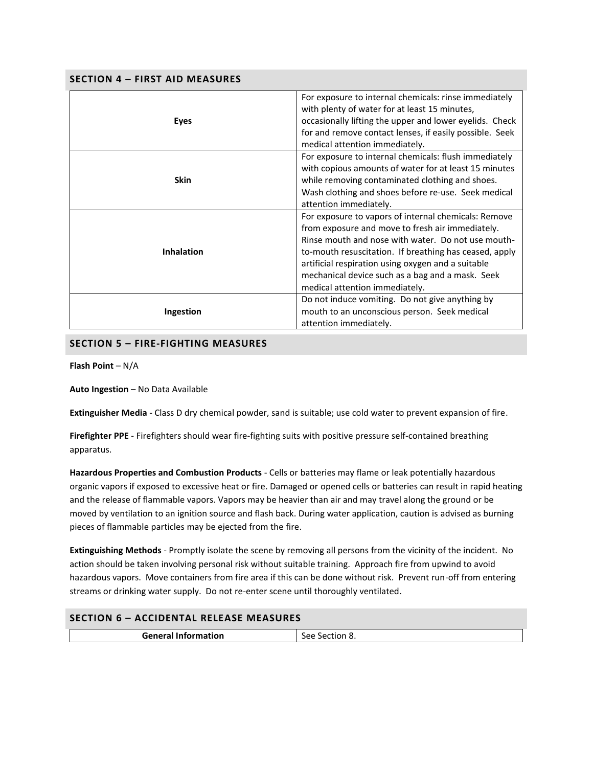## SECTION 4 – FIRST AID MEASURES

| | |
|---|---|
| **Eyes** | For exposure to internal chemicals: rinse immediately with plenty of water for at least 15 minutes, occasionally lifting the upper and lower eyelids. Check for and remove contact lenses, if easily possible. Seek medical attention immediately. |
| **Skin** | For exposure to internal chemicals: flush immediately with copious amounts of water for at least 15 minutes while removing contaminated clothing and shoes. Wash clothing and shoes before re-use. Seek medical attention immediately. |
| **Inhalation** | For exposure to vapors of internal chemicals: Remove from exposure and move to fresh air immediately. Rinse mouth and nose with water. Do not use mouth-to-mouth resuscitation. If breathing has ceased, apply artificial respiration using oxygen and a suitable mechanical device such as a bag and a mask. Seek medical attention immediately. |
| **Ingestion** | Do not induce vomiting. Do not give anything by mouth to an unconscious person. Seek medical attention immediately. |

## SECTION 5 – FIRE-FIGHTING MEASURES

**Flash Point** – N/A

**Auto Ingestion** – No Data Available

**Extinguisher Media** - Class D dry chemical powder, sand is suitable; use cold water to prevent expansion of fire.

**Firefighter PPE** - Firefighters should wear fire-fighting suits with positive pressure self-contained breathing apparatus.

**Hazardous Properties and Combustion Products** - Cells or batteries may flame or leak potentially hazardous organic vapors if exposed to excessive heat or fire. Damaged or opened cells or batteries can result in rapid heating and the release of flammable vapors. Vapors may be heavier than air and may travel along the ground or be moved by ventilation to an ignition source and flash back. During water application, caution is advised as burning pieces of flammable particles may be ejected from the fire.

**Extinguishing Methods** - Promptly isolate the scene by removing all persons from the vicinity of the incident. No action should be taken involving personal risk without suitable training. Approach fire from upwind to avoid hazardous vapors. Move containers from fire area if this can be done without risk. Prevent run-off from entering streams or drinking water supply. Do not re-enter scene until thoroughly ventilated.

## SECTION 6 – ACCIDENTAL RELEASE MEASURES

| | |
|---|---|
| **General Information** | See Section 8. |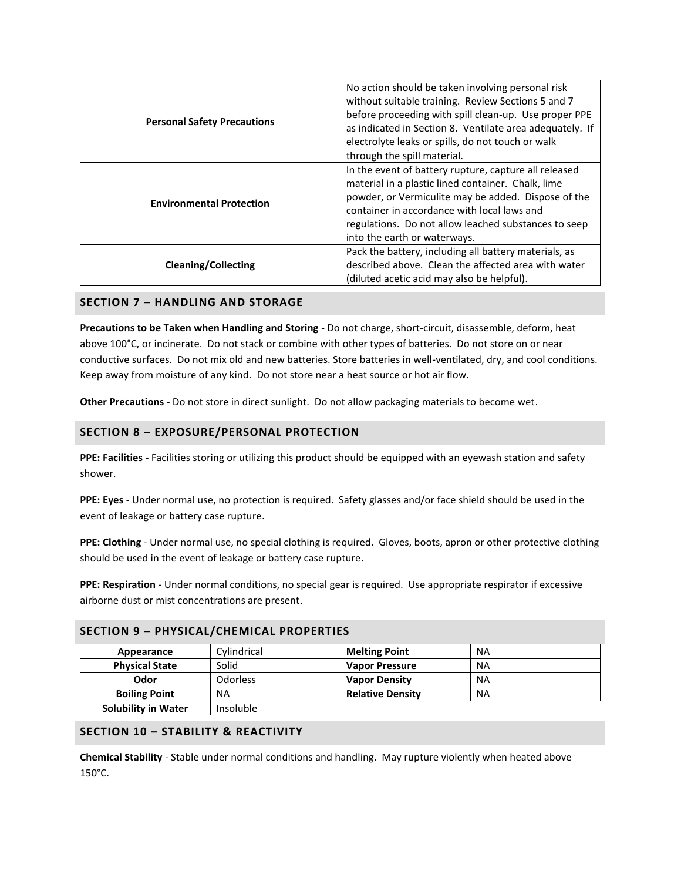| | |
|---|---|
| **Personal Safety Precautions** | No action should be taken involving personal risk without suitable training. Review Sections 5 and 7 before proceeding with spill clean-up. Use proper PPE as indicated in Section 8. Ventilate area adequately. If electrolyte leaks or spills, do not touch or walk through the spill material. |
| **Environmental Protection** | In the event of battery rupture, capture all released material in a plastic lined container. Chalk, lime powder, or Vermiculite may be added. Dispose of the container in accordance with local laws and regulations. Do not allow leached substances to seep into the earth or waterways. |
| **Cleaning/Collecting** | Pack the battery, including all battery materials, as described above. Clean the affected area with water (diluted acetic acid may also be helpful). |

## SECTION 7 – HANDLING AND STORAGE

**Precautions to be Taken when Handling and Storing** - Do not charge, short-circuit, disassemble, deform, heat above 100˚C, or incinerate. Do not stack or combine with other types of batteries. Do not store on or near conductive surfaces. Do not mix old and new batteries. Store batteries in well-ventilated, dry, and cool conditions. Keep away from moisture of any kind. Do not store near a heat source or hot air flow.

**Other Precautions** - Do not store in direct sunlight. Do not allow packaging materials to become wet.

## SECTION 8 – EXPOSURE/PERSONAL PROTECTION

**PPE: Facilities** - Facilities storing or utilizing this product should be equipped with an eyewash station and safety shower.

**PPE: Eyes** - Under normal use, no protection is required. Safety glasses and/or face shield should be used in the event of leakage or battery case rupture.

**PPE: Clothing** - Under normal use, no special clothing is required. Gloves, boots, apron or other protective clothing should be used in the event of leakage or battery case rupture.

**PPE: Respiration** - Under normal conditions, no special gear is required. Use appropriate respirator if excessive airborne dust or mist concentrations are present.

## SECTION 9 – PHYSICAL/CHEMICAL PROPERTIES

| | | | |
|---|---|---|---|
| **Appearance** | Cylindrical | **Melting Point** | NA |
| **Physical State** | Solid | **Vapor Pressure** | NA |
| **Odor** | Odorless | **Vapor Density** | NA |
| **Boiling Point** | NA | **Relative Density** | NA |
| **Solubility in Water** | Insoluble | | |

## SECTION 10 – STABILITY & REACTIVITY

**Chemical Stability** - Stable under normal conditions and handling. May rupture violently when heated above 150˚C.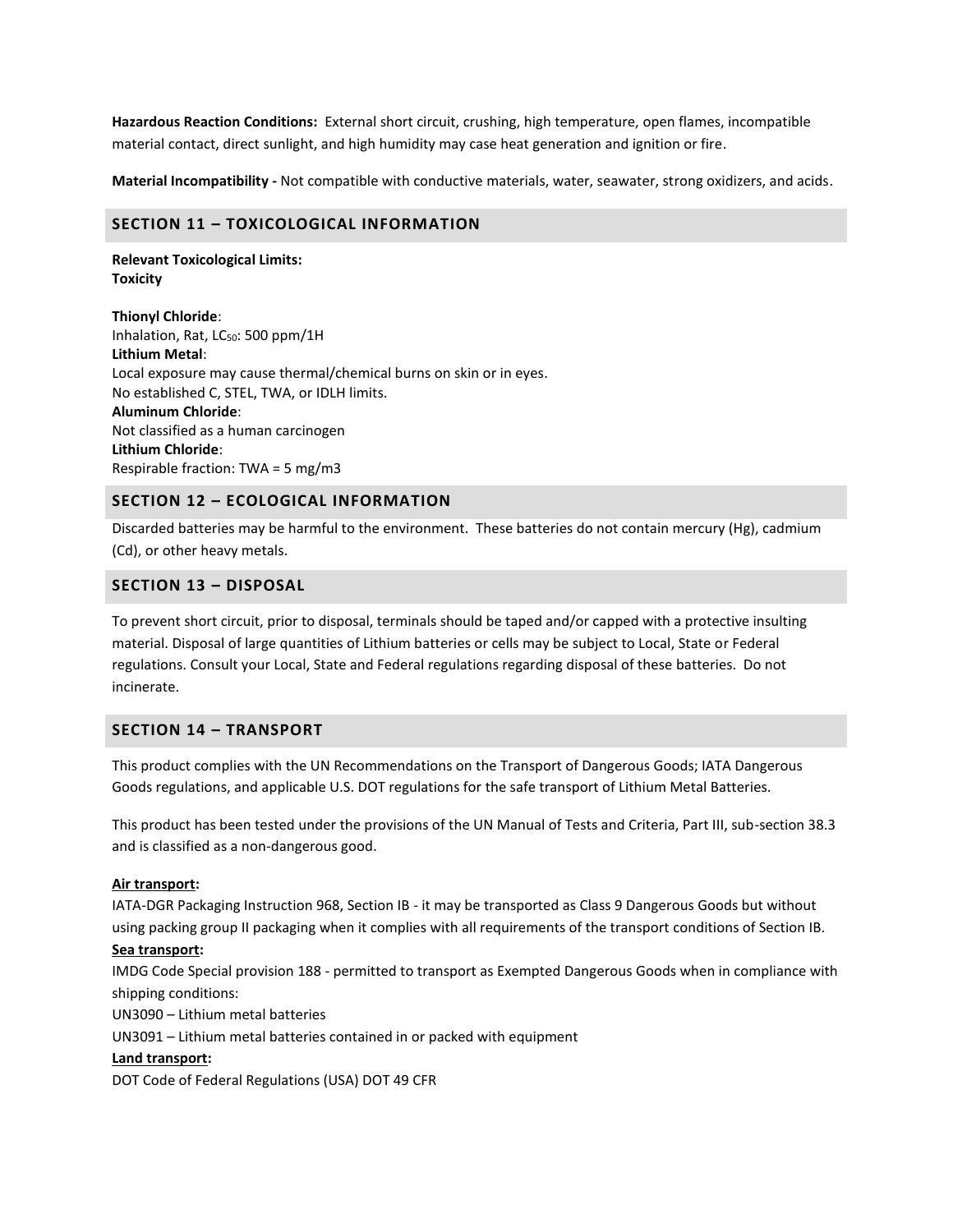**Hazardous Reaction Conditions:** External short circuit, crushing, high temperature, open flames, incompatible material contact, direct sunlight, and high humidity may case heat generation and ignition or fire.

**Material Incompatibility -** Not compatible with conductive materials, water, seawater, strong oxidizers, and acids.

## SECTION 11 – TOXICOLOGICAL INFORMATION

**Relevant Toxicological Limits:**
**Toxicity**

**Thionyl Chloride**:
Inhalation, Rat, $LC_{50}$: 500 ppm/1H
**Lithium Metal**:
Local exposure may cause thermal/chemical burns on skin or in eyes.
No established C, STEL, TWA, or IDLH limits.
**Aluminum Chloride**:
Not classified as a human carcinogen
**Lithium Chloride**:
Respirable fraction: TWA = 5 mg/m3

## SECTION 12 – ECOLOGICAL INFORMATION

Discarded batteries may be harmful to the environment. These batteries do not contain mercury (Hg), cadmium (Cd), or other heavy metals.

## SECTION 13 – DISPOSAL

To prevent short circuit, prior to disposal, terminals should be taped and/or capped with a protective insulting material. Disposal of large quantities of Lithium batteries or cells may be subject to Local, State or Federal regulations. Consult your Local, State and Federal regulations regarding disposal of these batteries. Do not incinerate.

## SECTION 14 – TRANSPORT

This product complies with the UN Recommendations on the Transport of Dangerous Goods; IATA Dangerous Goods regulations, and applicable U.S. DOT regulations for the safe transport of Lithium Metal Batteries.

This product has been tested under the provisions of the UN Manual of Tests and Criteria, Part III, sub-section 38.3 and is classified as a non-dangerous good.

**Air transport:**
IATA-DGR Packaging Instruction 968, Section IB - it may be transported as Class 9 Dangerous Goods but without using packing group II packaging when it complies with all requirements of the transport conditions of Section IB.
**Sea transport:**
IMDG Code Special provision 188 - permitted to transport as Exempted Dangerous Goods when in compliance with shipping conditions:
UN3090 – Lithium metal batteries
UN3091 – Lithium metal batteries contained in or packed with equipment
**Land transport:**
DOT Code of Federal Regulations (USA) DOT 49 CFR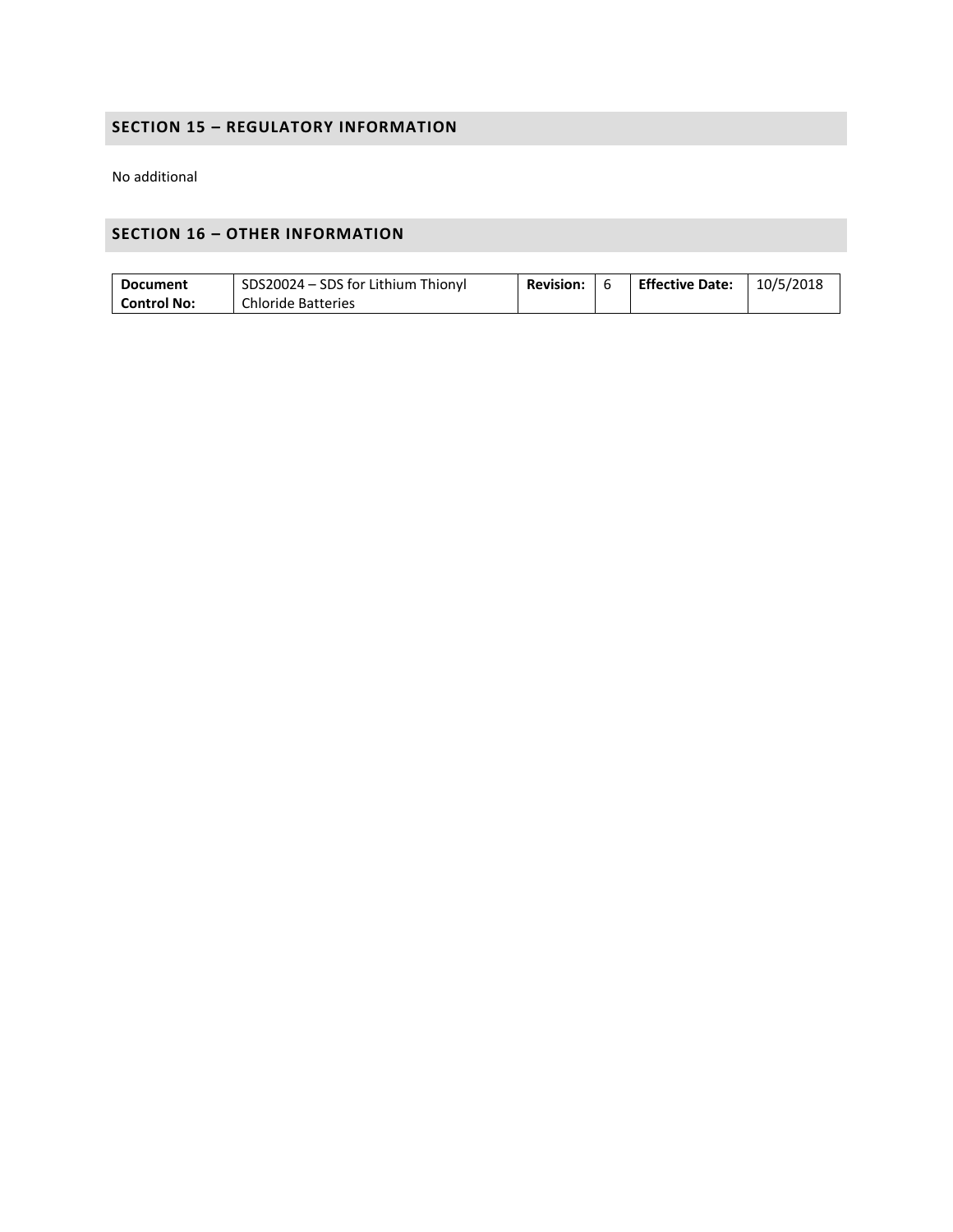## SECTION 15 – REGULATORY INFORMATION

No additional

## SECTION 16 – OTHER INFORMATION

| | | | | | |
|---|---|---|---|---|---|
| **Document Control No:** | SDS20024 – SDS for Lithium Thionyl Chloride Batteries | **Revision:** | 6 | **Effective Date:** | 10/5/2018 |